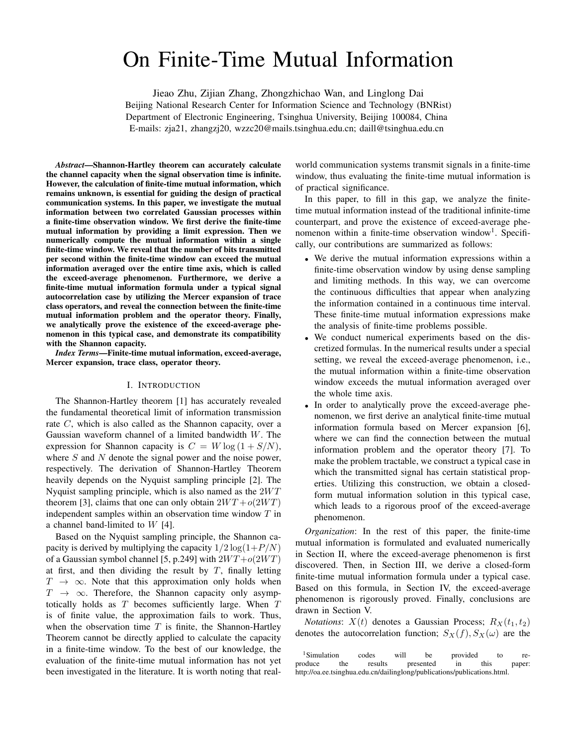# On Finite-Time Mutual Information

Jieao Zhu, Zijian Zhang, Zhongzhichao Wan, and Linglong Dai

Beijing National Research Center for Information Science and Technology (BNRist)
Department of Electronic Engineering, Tsinghua University, Beijing 100084, China
E-mails: zja21, zhangzj20, wzzc20@mails.tsinghua.edu.cn; daill@tsinghua.edu.cn

***Abstract*—Shannon-Hartley theorem can accurately calculate the channel capacity when the signal observation time is infinite. However, the calculation of finite-time mutual information, which remains unknown, is essential for guiding the design of practical communication systems. In this paper, we investigate the mutual information between two correlated Gaussian processes within a finite-time observation window. We first derive the finite-time mutual information by providing a limit expression. Then we numerically compute the mutual information within a single finite-time window. We reveal that the number of bits transmitted per second within the finite-time window can exceed the mutual information averaged over the entire time axis, which is called the exceed-average phenomenon. Furthermore, we derive a finite-time mutual information formula under a typical signal autocorrelation case by utilizing the Mercer expansion of trace class operators, and reveal the connection between the finite-time mutual information problem and the operator theory. Finally, we analytically prove the existence of the exceed-average phenomenon in this typical case, and demonstrate its compatibility with the Shannon capacity.**

***Index Terms*—Finite-time mutual information, exceed-average, Mercer expansion, trace class, operator theory.**

## I. Introduction

The Shannon-Hartley theorem [1] has accurately revealed the fundamental theoretical limit of information transmission rate $C$, which is also called as the Shannon capacity, over a Gaussian waveform channel of a limited bandwidth $W$. The expression for Shannon capacity is $C = W \log(1 + S/N)$, where $S$ and $N$ denote the signal power and the noise power, respectively. The derivation of Shannon-Hartley Theorem heavily depends on the Nyquist sampling principle [2]. The Nyquist sampling principle, which is also named as the $2WT$ theorem [3], claims that one can only obtain $2WT + o(2WT)$ independent samples within an observation time window $T$ in a channel band-limited to $W$ [4].

Based on the Nyquist sampling principle, the Shannon capacity is derived by multiplying the capacity $1/2\log(1+P/N)$ of a Gaussian symbol channel [5, p.249] with $2WT + o(2WT)$ at first, and then dividing the result by $T$, finally letting $T \to \infty$. Note that this approximation only holds when $T \to \infty$. Therefore, the Shannon capacity only asymptotically holds as $T$ becomes sufficiently large. When $T$ is of finite value, the approximation fails to work. Thus, when the observation time $T$ is finite, the Shannon-Hartley Theorem cannot be directly applied to calculate the capacity in a finite-time window. To the best of our knowledge, the evaluation of the finite-time mutual information has not yet been investigated in the literature. It is worth noting that real-world communication systems transmit signals in a finite-time window, thus evaluating the finite-time mutual information is of practical significance.

In this paper, to fill in this gap, we analyze the finite-time mutual information instead of the traditional infinite-time counterpart, and prove the existence of exceed-average phenomenon within a finite-time observation window[1]. Specifically, our contributions are summarized as follows:

- We derive the mutual information expressions within a finite-time observation window by using dense sampling and limiting methods. In this way, we can overcome the continuous difficulties that appear when analyzing the information contained in a continuous time interval. These finite-time mutual information expressions make the analysis of finite-time problems possible.
- We conduct numerical experiments based on the discretized formulas. In the numerical results under a special setting, we reveal the exceed-average phenomenon, i.e., the mutual information within a finite-time observation window exceeds the mutual information averaged over the whole time axis.
- In order to analytically prove the exceed-average phenomenon, we first derive an analytical finite-time mutual information formula based on Mercer expansion [6], where we can find the connection between the mutual information problem and the operator theory [7]. To make the problem tractable, we construct a typical case in which the transmitted signal has certain statistical properties. Utilizing this construction, we obtain a closed-form mutual information solution in this typical case, which leads to a rigorous proof of the exceed-average phenomenon.

*Organization*: In the rest of this paper, the finite-time mutual information is formulated and evaluated numerically in Section II, where the exceed-average phenomenon is first discovered. Then, in Section III, we derive a closed-form finite-time mutual information formula under a typical case. Based on this formula, in Section IV, the exceed-average phenomenon is rigorously proved. Finally, conclusions are drawn in Section V.

*Notations*: $X(t)$ denotes a Gaussian Process; $R_X(t_1, t_2)$ denotes the autocorrelation function; $S_X(f), S_X(\omega)$ are the

[1] Simulation codes will be provided to reproduce the results presented in this paper: http://oa.ee.tsinghua.edu.cn/dailinglong/publications/publications.html.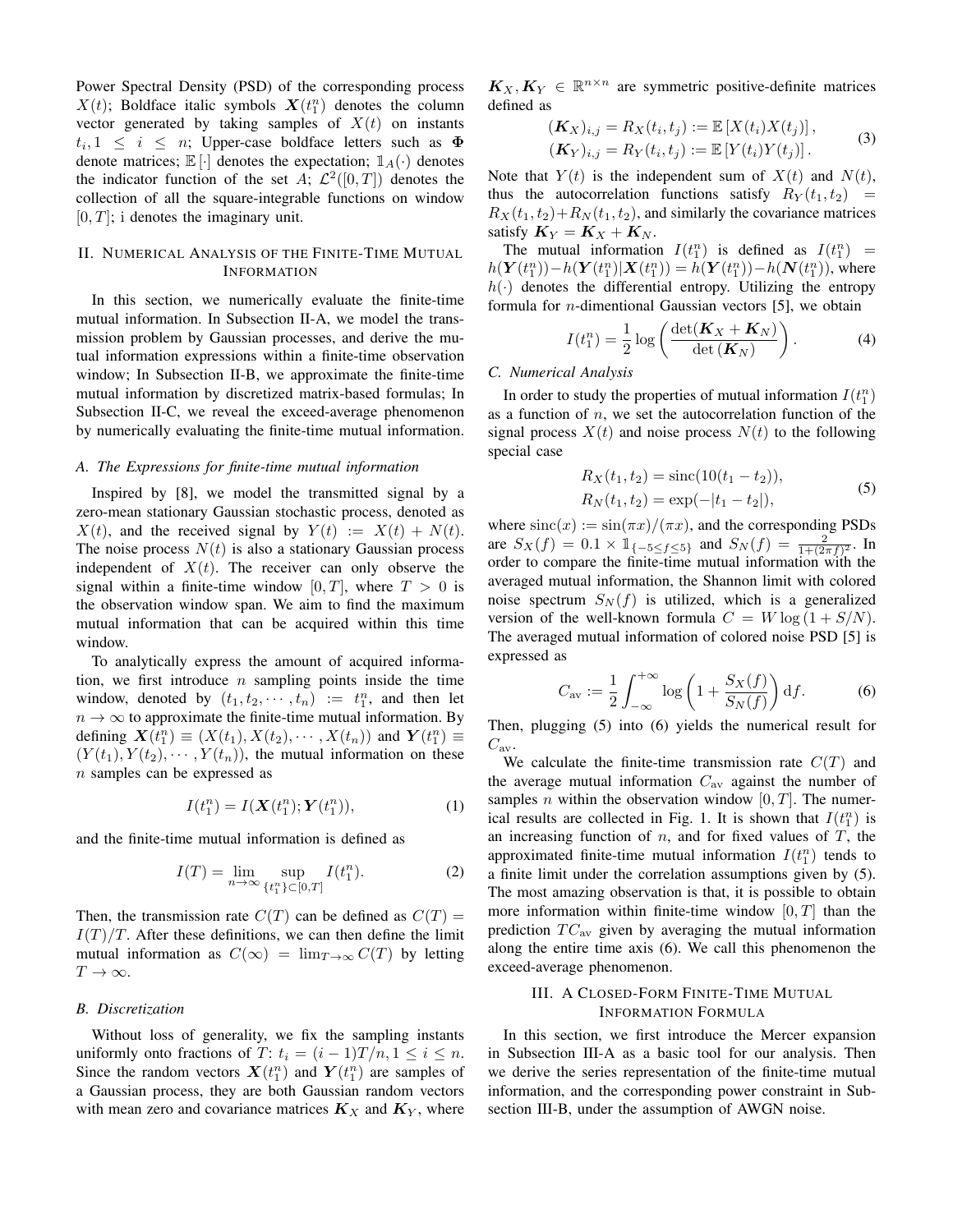Power Spectral Density (PSD) of the corresponding process $X(t)$; Boldface italic symbols $\boldsymbol{X}(t_1^n)$ denotes the column vector generated by taking samples of $X(t)$ on instants $t_i, 1 \leq i \leq n$; Upper-case boldface letters such as $\mathbf{\Phi}$ denote matrices; $\mathbb{E}[\cdot]$ denotes the expectation; $\mathbb{1}_A(\cdot)$ denotes the indicator function of the set $A$; $\mathcal{L}^2([0,T])$ denotes the collection of all the square-integrable functions on window $[0,T]$; i denotes the imaginary unit.

## II. Numerical Analysis of the Finite-Time Mutual Information

In this section, we numerically evaluate the finite-time mutual information. In Subsection II-A, we model the transmission problem by Gaussian processes, and derive the mutual information expressions within a finite-time observation window; In Subsection II-B, we approximate the finite-time mutual information by discretized matrix-based formulas; In Subsection II-C, we reveal the exceed-average phenomenon by numerically evaluating the finite-time mutual information.

### A. The Expressions for finite-time mutual information

Inspired by [8], we model the transmitted signal by a zero-mean stationary Gaussian stochastic process, denoted as $X(t)$, and the received signal by $Y(t) := X(t) + N(t)$. The noise process $N(t)$ is also a stationary Gaussian process independent of $X(t)$. The receiver can only observe the signal within a finite-time window $[0,T]$, where $T > 0$ is the observation window span. We aim to find the maximum mutual information that can be acquired within this time window.

To analytically express the amount of acquired information, we first introduce $n$ sampling points inside the time window, denoted by $(t_1, t_2, \cdots, t_n) := t_1^n$, and then let $n \to \infty$ to approximate the finite-time mutual information. By defining $\boldsymbol{X}(t_1^n) \equiv (X(t_1), X(t_2), \cdots, X(t_n))$ and $\boldsymbol{Y}(t_1^n) \equiv (Y(t_1), Y(t_2), \cdots, Y(t_n))$, the mutual information on these $n$ samples can be expressed as

$$I(t_1^n) = I(\boldsymbol{X}(t_1^n); \boldsymbol{Y}(t_1^n)), \tag{1}$$

and the finite-time mutual information is defined as

$$I(T) = \lim_{n\to\infty} \sup_{\{t_1^n\}\subset[0,T]} I(t_1^n). \tag{2}$$

Then, the transmission rate $C(T)$ can be defined as $C(T) = I(T)/T$. After these definitions, we can then define the limit mutual information as $C(\infty) = \lim_{T\to\infty} C(T)$ by letting $T \to \infty$.

### B. Discretization

Without loss of generality, we fix the sampling instants uniformly onto fractions of $T$: $t_i = (i-1)T/n, 1 \leq i \leq n$. Since the random vectors $\boldsymbol{X}(t_1^n)$ and $\boldsymbol{Y}(t_1^n)$ are samples of a Gaussian process, they are both Gaussian random vectors with mean zero and covariance matrices $\boldsymbol{K}_X$ and $\boldsymbol{K}_Y$, where $\boldsymbol{K}_X, \boldsymbol{K}_Y \in \mathbb{R}^{n\times n}$ are symmetric positive-definite matrices defined as

$$\begin{aligned}(\boldsymbol{K}_X)_{i,j} = R_X(t_i, t_j) := \mathbb{E}[X(t_i)X(t_j)], \\ (\boldsymbol{K}_Y)_{i,j} = R_Y(t_i, t_j) := \mathbb{E}[Y(t_i)Y(t_j)].\end{aligned} \tag{3}$$

Note that $Y(t)$ is the independent sum of $X(t)$ and $N(t)$, thus the autocorrelation functions satisfy $R_Y(t_1,t_2) = R_X(t_1,t_2) + R_N(t_1,t_2)$, and similarly the covariance matrices satisfy $\boldsymbol{K}_Y = \boldsymbol{K}_X + \boldsymbol{K}_N$.

The mutual information $I(t_1^n)$ is defined as $I(t_1^n) = h(\boldsymbol{Y}(t_1^n)) - h(\boldsymbol{Y}(t_1^n)|\boldsymbol{X}(t_1^n)) = h(\boldsymbol{Y}(t_1^n)) - h(\boldsymbol{N}(t_1^n))$, where $h(\cdot)$ denotes the differential entropy. Utilizing the entropy formula for $n$-dimentional Gaussian vectors [5], we obtain

$$I(t_1^n) = \frac{1}{2}\log\left(\frac{\det(\boldsymbol{K}_X + \boldsymbol{K}_N)}{\det(\boldsymbol{K}_N)}\right). \tag{4}$$

### C. Numerical Analysis

In order to study the properties of mutual information $I(t_1^n)$ as a function of $n$, we set the autocorrelation function of the signal process $X(t)$ and noise process $N(t)$ to the following special case

$$\begin{aligned}R_X(t_1,t_2) = \operatorname{sinc}(10(t_1 - t_2)), \\ R_N(t_1,t_2) = \exp(-|t_1 - t_2|),\end{aligned} \tag{5}$$

where $\operatorname{sinc}(x) := \sin(\pi x)/(\pi x)$, and the corresponding PSDs are $S_X(f) = 0.1 \times \mathbb{1}_{\{-5\leq f\leq 5\}}$ and $S_N(f) = \frac{2}{1+(2\pi f)^2}$. In order to compare the finite-time mutual information with the averaged mutual information, the Shannon limit with colored noise spectrum $S_N(f)$ is utilized, which is a generalized version of the well-known formula $C = W\log(1 + S/N)$. The averaged mutual information of colored noise PSD [5] is expressed as

$$C_{\text{av}} := \frac{1}{2}\int_{-\infty}^{+\infty} \log\left(1 + \frac{S_X(f)}{S_N(f)}\right) \mathrm{d}f. \tag{6}$$

Then, plugging (5) into (6) yields the numerical result for $C_{\text{av}}$.

We calculate the finite-time transmission rate $C(T)$ and the average mutual information $C_{\text{av}}$ against the number of samples $n$ within the observation window $[0,T]$. The numerical results are collected in Fig. 1. It is shown that $I(t_1^n)$ is an increasing function of $n$, and for fixed values of $T$, the approximated finite-time mutual information $I(t_1^n)$ tends to a finite limit under the correlation assumptions given by (5). The most amazing observation is that, it is possible to obtain more information within finite-time window $[0,T]$ than the prediction $TC_{\text{av}}$ given by averaging the mutual information along the entire time axis (6). We call this phenomenon the exceed-average phenomenon.

## III. A Closed-Form Finite-Time Mutual Information Formula

In this section, we first introduce the Mercer expansion in Subsection III-A as a basic tool for our analysis. Then we derive the series representation of the finite-time mutual information, and the corresponding power constraint in Subsection III-B, under the assumption of AWGN noise.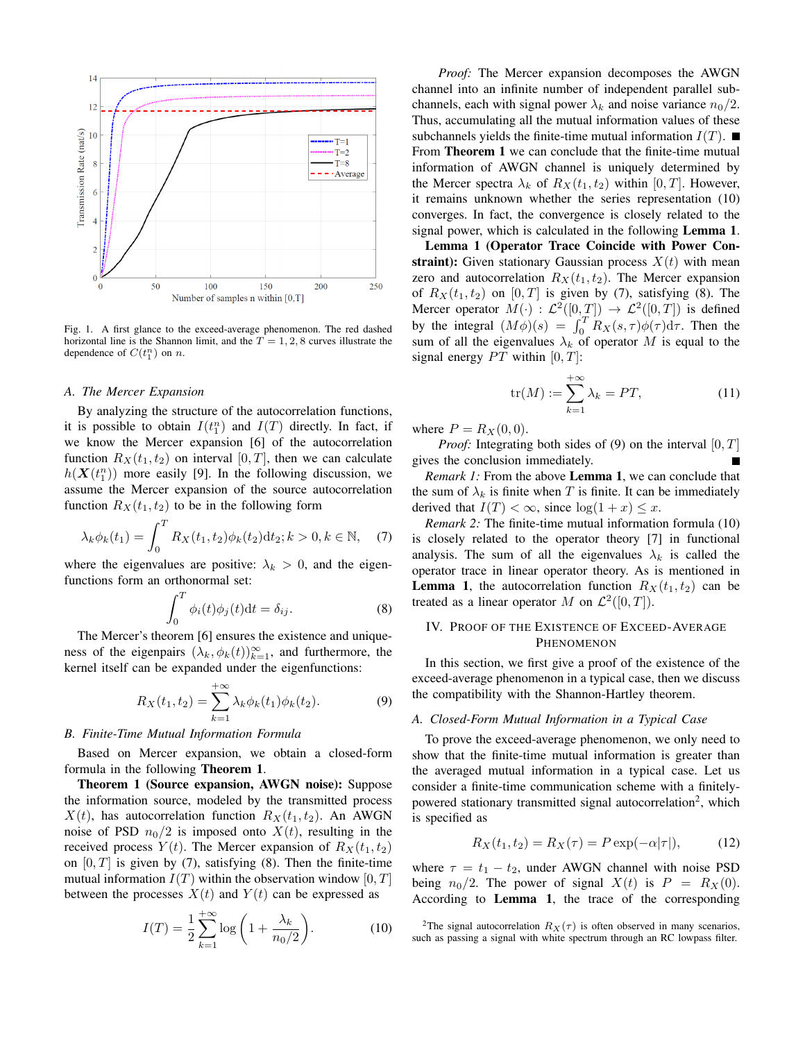Fig. 1. A first glance to the exceed-average phenomenon. The red dashed horizontal line is the Shannon limit, and the $T = 1, 2, 8$ curves illustrate the dependence of $C(t_1^n)$ on $n$.

### A. The Mercer Expansion

By analyzing the structure of the autocorrelation functions, it is possible to obtain $I(t_1^n)$ and $I(T)$ directly. In fact, if we know the Mercer expansion [6] of the autocorrelation function $R_X(t_1, t_2)$ on interval $[0, T]$, then we can calculate $h(\boldsymbol{X}(t_1^n))$ more easily [9]. In the following discussion, we assume the Mercer expansion of the source autocorrelation function $R_X(t_1, t_2)$ to be in the following form

$$\lambda_k \phi_k(t_1) = \int_0^T R_X(t_1, t_2)\phi_k(t_2)\mathrm{d}t_2; k > 0, k \in \mathbb{N}, \quad (7)$$

where the eigenvalues are positive: $\lambda_k > 0$, and the eigenfunctions form an orthonormal set:

$$\int_0^T \phi_i(t)\phi_j(t)\mathrm{d}t = \delta_{ij}. \quad (8)$$

The Mercer's theorem [6] ensures the existence and uniqueness of the eigenpairs $(\lambda_k, \phi_k(t))_{k=1}^{\infty}$, and furthermore, the kernel itself can be expanded under the eigenfunctions:

$$R_X(t_1, t_2) = \sum_{k=1}^{+\infty} \lambda_k \phi_k(t_1)\phi_k(t_2). \quad (9)$$

### B. Finite-Time Mutual Information Formula

Based on Mercer expansion, we obtain a closed-form formula in the following **Theorem 1**.

**Theorem 1 (Source expansion, AWGN noise):** Suppose the information source, modeled by the transmitted process $X(t)$, has autocorrelation function $R_X(t_1, t_2)$. An AWGN noise of PSD $n_0/2$ is imposed onto $X(t)$, resulting in the received process $Y(t)$. The Mercer expansion of $R_X(t_1, t_2)$ on $[0, T]$ is given by (7), satisfying (8). Then the finite-time mutual information $I(T)$ within the observation window $[0, T]$ between the processes $X(t)$ and $Y(t)$ can be expressed as

$$I(T) = \frac{1}{2}\sum_{k=1}^{+\infty} \log\left(1 + \frac{\lambda_k}{n_0/2}\right). \quad (10)$$

*Proof:* The Mercer expansion decomposes the AWGN channel into an infinite number of independent parallel subchannels, each with signal power $\lambda_k$ and noise variance $n_0/2$. Thus, accumulating all the mutual information values of these subchannels yields the finite-time mutual information $I(T)$. ∎

From **Theorem 1** we can conclude that the finite-time mutual information of AWGN channel is uniquely determined by the Mercer spectra $\lambda_k$ of $R_X(t_1, t_2)$ within $[0, T]$. However, it remains unknown whether the series representation (10) converges. In fact, the convergence is closely related to the signal power, which is calculated in the following **Lemma 1**.

**Lemma 1 (Operator Trace Coincide with Power Constraint):** Given stationary Gaussian process $X(t)$ with mean zero and autocorrelation $R_X(t_1, t_2)$. The Mercer expansion of $R_X(t_1, t_2)$ on $[0, T]$ is given by (7), satisfying (8). The Mercer operator $M(\cdot) : \mathcal{L}^2([0, T]) \to \mathcal{L}^2([0, T])$ is defined by the integral $(M\phi)(s) = \int_0^T R_X(s, \tau)\phi(\tau)\mathrm{d}\tau$. Then the sum of all the eigenvalues $\lambda_k$ of operator $M$ is equal to the signal energy $PT$ within $[0, T]$:

$$\mathrm{tr}(M) := \sum_{k=1}^{+\infty} \lambda_k = PT, \quad (11)$$

where $P = R_X(0, 0)$.

*Proof:* Integrating both sides of (9) on the interval $[0, T]$ gives the conclusion immediately. ∎

*Remark 1:* From the above **Lemma 1**, we can conclude that the sum of $\lambda_k$ is finite when $T$ is finite. It can be immediately derived that $I(T) < \infty$, since $\log(1 + x) \leq x$.

*Remark 2:* The finite-time mutual information formula (10) is closely related to the operator theory [7] in functional analysis. The sum of all the eigenvalues $\lambda_k$ is called the operator trace in linear operator theory. As is mentioned in **Lemma 1**, the autocorrelation function $R_X(t_1, t_2)$ can be treated as a linear operator $M$ on $\mathcal{L}^2([0, T])$.

## IV. Proof of the Existence of Exceed-Average Phenomenon

In this section, we first give a proof of the existence of the exceed-average phenomenon in a typical case, then we discuss the compatibility with the Shannon-Hartley theorem.

### A. Closed-Form Mutual Information in a Typical Case

To prove the exceed-average phenomenon, we only need to show that the finite-time mutual information is greater than the averaged mutual information in a typical case. Let us consider a finite-time communication scheme with a finitely-powered stationary transmitted signal autocorrelation[2], which is specified as

$$R_X(t_1, t_2) = R_X(\tau) = P\exp(-\alpha|\tau|), \quad (12)$$

where $\tau = t_1 - t_2$, under AWGN channel with noise PSD being $n_0/2$. The power of signal $X(t)$ is $P = R_X(0)$. According to **Lemma 1**, the trace of the corresponding

[2] The signal autocorrelation $R_X(\tau)$ is often observed in many scenarios, such as passing a signal with white spectrum through an RC lowpass filter.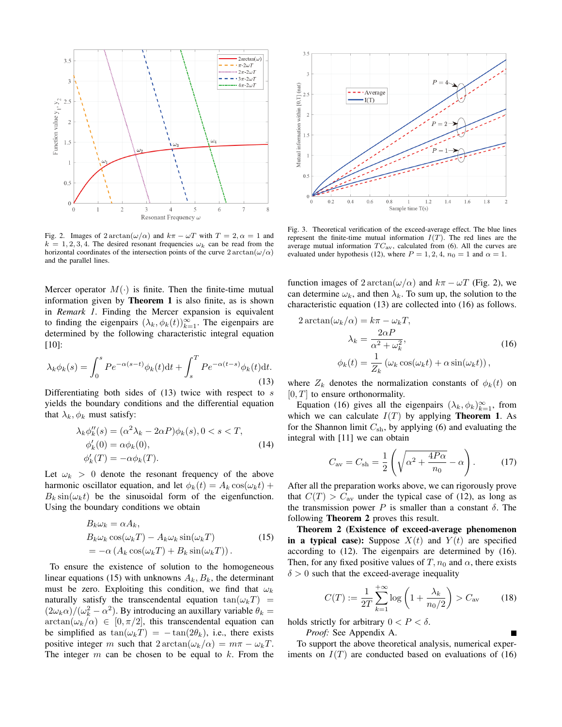Fig. 2. Images of $2\arctan(\omega/\alpha)$ and $k\pi - \omega T$ with $T = 2, \alpha = 1$ and $k = 1, 2, 3, 4$. The desired resonant frequencies $\omega_k$ can be read from the horizontal coordinates of the intersection points of the curve $2\arctan(\omega/\alpha)$ and the parallel lines.

Fig. 3. Theoretical verification of the exceed-average effect. The blue lines represent the finite-time mutual information $I(T)$. The red lines are the average mutual information $TC_{\text{av}}$, calculated from (6). All the curves are evaluated under hypothesis (12), where $P = 1, 2, 4$, $n_0 = 1$ and $\alpha = 1$.

Mercer operator $M(\cdot)$ is finite. Then the finite-time mutual information given by **Theorem 1** is also finite, as is shown in *Remark 1*. Finding the Mercer expansion is equivalent to finding the eigenpairs $(\lambda_k, \phi_k(t))_{k=1}^{\infty}$. The eigenpairs are determined by the following characteristic integral equation [10]:

$$\lambda_k \phi_k(s) = \int_0^s P e^{-\alpha(s-t)} \phi_k(t) \mathrm{d}t + \int_s^T P e^{-\alpha(t-s)} \phi_k(t) \mathrm{d}t. \tag{13}$$

Differentiating both sides of (13) twice with respect to $s$ yields the boundary conditions and the differential equation that $\lambda_k, \phi_k$ must satisfy:

$$\begin{aligned}
\lambda_k \phi_k''(s) &= (\alpha^2 \lambda_k - 2\alpha P)\phi_k(s), 0 < s < T, \\
\phi_k'(0) &= \alpha \phi_k(0), \\
\phi_k'(T) &= -\alpha \phi_k(T).
\end{aligned} \tag{14}$$

Let $\omega_k > 0$ denote the resonant frequency of the above harmonic oscillator equation, and let $\phi_k(t) = A_k \cos(\omega_k t) + B_k \sin(\omega_k t)$ be the sinusoidal form of the eigenfunction. Using the boundary conditions we obtain

$$\begin{aligned}
& B_k \omega_k = \alpha A_k, \\
& B_k \omega_k \cos(\omega_k T) - A_k \omega_k \sin(\omega_k T) \\
& = -\alpha \left( A_k \cos(\omega_k T) + B_k \sin(\omega_k T) \right).
\end{aligned} \tag{15}$$

To ensure the existence of solution to the homogeneous linear equations (15) with unknowns $A_k, B_k$, the determinant must be zero. Exploiting this condition, we find that $\omega_k$ naturally satisfy the transcendental equation $\tan(\omega_k T) = (2\omega_k \alpha)/(\omega_k^2 - \alpha^2)$. By introducing an auxiliary variable $\theta_k = \arctan(\omega_k/\alpha) \in [0, \pi/2]$, this transcendental equation can be simplified as $\tan(\omega_k T) = -\tan(2\theta_k)$, i.e., there exists positive integer $m$ such that $2\arctan(\omega_k/\alpha) = m\pi - \omega_k T$. The integer $m$ can be chosen to be equal to $k$. From the function images of $2\arctan(\omega/\alpha)$ and $k\pi - \omega T$ (Fig. 2), we can determine $\omega_k$, and then $\lambda_k$. To sum up, the solution to the characteristic equation (13) are collected into (16) as follows.

$$\begin{aligned}
2\arctan(\omega_k/\alpha) &= k\pi - \omega_k T, \\
\lambda_k &= \frac{2\alpha P}{\alpha^2 + \omega_k^2}, \\
\phi_k(t) &= \frac{1}{Z_k} \left( \omega_k \cos(\omega_k t) + \alpha \sin(\omega_k t) \right),
\end{aligned} \tag{16}$$

where $Z_k$ denotes the normalization constants of $\phi_k(t)$ on $[0, T]$ to ensure orthonormality.

Equation (16) gives all the eigenpairs $(\lambda_k, \phi_k)_{k=1}^{\infty}$, from which we can calculate $I(T)$ by applying **Theorem 1**. As for the Shannon limit $C_{\text{sh}}$, by applying (6) and evaluating the integral with [11] we can obtain

$$C_{\text{av}} = C_{\text{sh}} = \frac{1}{2} \left( \sqrt{\alpha^2 + \frac{4P\alpha}{n_0}} - \alpha \right). \tag{17}$$

After all the preparation works above, we can rigorously prove that $C(T) > C_{\text{av}}$ under the typical case of (12), as long as the transmission power $P$ is smaller than a constant $\delta$. The following **Theorem 2** proves this result.

**Theorem 2 (Existence of exceed-average phenomenon in a typical case):** Suppose $X(t)$ and $Y(t)$ are specified according to (12). The eigenpairs are determined by (16). Then, for any fixed positive values of $T, n_0$ and $\alpha$, there exists $\delta > 0$ such that the exceed-average inequality

$$C(T) := \frac{1}{2T} \sum_{k=1}^{+\infty} \log \left( 1 + \frac{\lambda_k}{n_0/2} \right) > C_{\text{av}} \tag{18}$$

holds strictly for arbitrary $0 < P < \delta$.

*Proof:* See Appendix A. ■

To support the above theoretical analysis, numerical experiments on $I(T)$ are conducted based on evaluations of (16)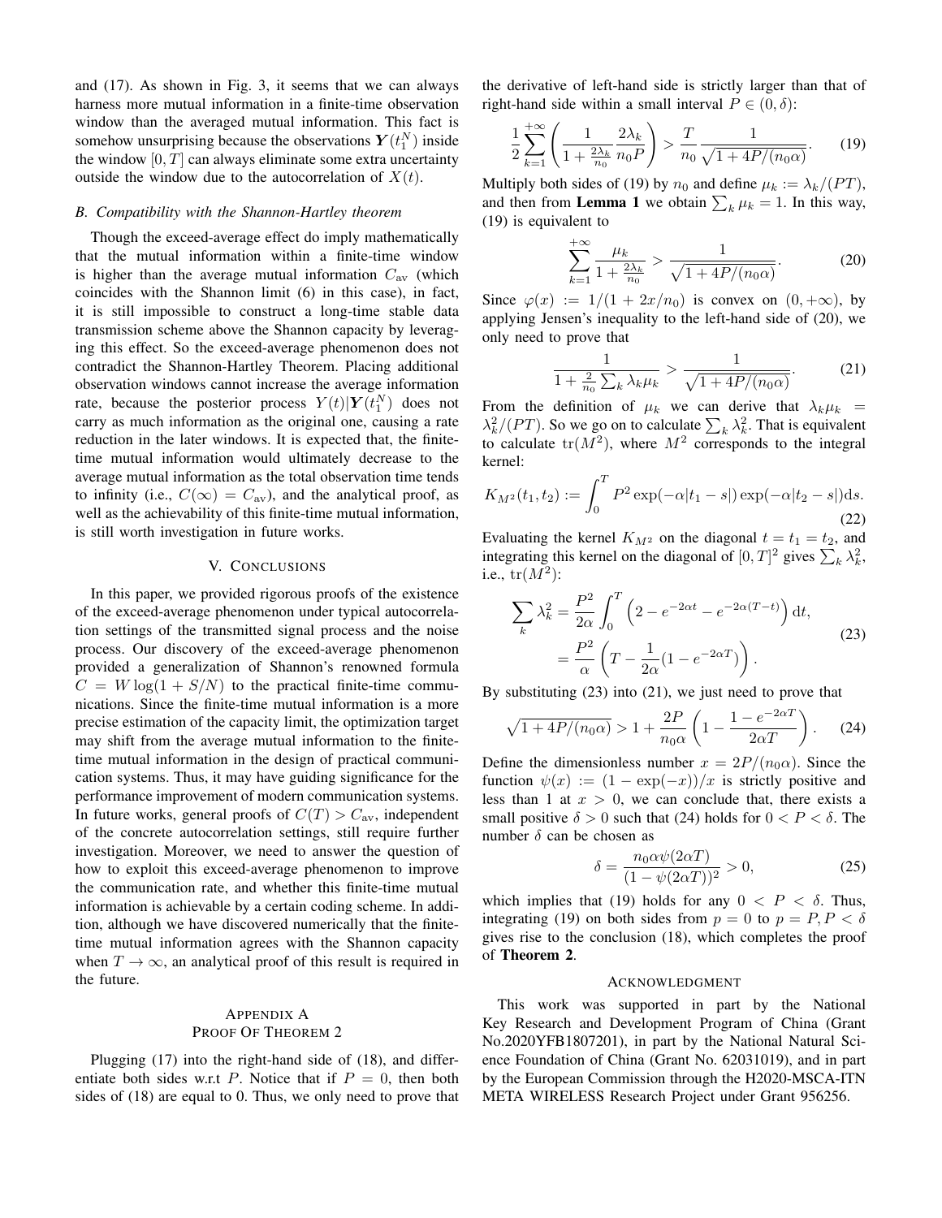and (17). As shown in Fig. 3, it seems that we can always harness more mutual information in a finite-time observation window than the averaged mutual information. This fact is somehow unsurprising because the observations $\boldsymbol{Y}(t_1^N)$ inside the window $[0, T]$ can always eliminate some extra uncertainty outside the window due to the autocorrelation of $X(t)$.

### B. Compatibility with the Shannon-Hartley theorem

Though the exceed-average effect do imply mathematically that the mutual information within a finite-time window is higher than the average mutual information $C_{\rm av}$ (which coincides with the Shannon limit (6) in this case), in fact, it is still impossible to construct a long-time stable data transmission scheme above the Shannon capacity by leveraging this effect. So the exceed-average phenomenon does not contradict the Shannon-Hartley Theorem. Placing additional observation windows cannot increase the average information rate, because the posterior process $Y(t)|\boldsymbol{Y}(t_1^N)$ does not carry as much information as the original one, causing a rate reduction in the later windows. It is expected that, the finite-time mutual information would ultimately decrease to the average mutual information as the total observation time tends to infinity (i.e., $C(\infty) = C_{\rm av}$), and the analytical proof, as well as the achievability of this finite-time mutual information, is still worth investigation in future works.

## V. Conclusions

In this paper, we provided rigorous proofs of the existence of the exceed-average phenomenon under typical autocorrelation settings of the transmitted signal process and the noise process. Our discovery of the exceed-average phenomenon provided a generalization of Shannon's renowned formula $C = W\log(1 + S/N)$ to the practical finite-time communications. Since the finite-time mutual information is a more precise estimation of the capacity limit, the optimization target may shift from the average mutual information to the finite-time mutual information in the design of practical communication systems. Thus, it may have guiding significance for the performance improvement of modern communication systems. In future works, general proofs of $C(T) > C_{\rm av}$, independent of the concrete autocorrelation settings, still require further investigation. Moreover, we need to answer the question of how to exploit this exceed-average phenomenon to improve the communication rate, and whether this finite-time mutual information is achievable by a certain coding scheme. In addition, although we have discovered numerically that the finite-time mutual information agrees with the Shannon capacity when $T \to \infty$, an analytical proof of this result is required in the future.

## Appendix A
## Proof Of Theorem 2

Plugging (17) into the right-hand side of (18), and differentiate both sides w.r.t $P$. Notice that if $P = 0$, then both sides of (18) are equal to 0. Thus, we only need to prove that the derivative of left-hand side is strictly larger than that of right-hand side within a small interval $P \in (0, \delta)$:

$$\frac{1}{2}\sum_{k=1}^{+\infty}\left(\frac{1}{1+\frac{2\lambda_k}{n_0}}\frac{2\lambda_k}{n_0 P}\right) > \frac{T}{n_0}\frac{1}{\sqrt{1+4P/(n_0\alpha)}}. \tag{19}$$

Multiply both sides of (19) by $n_0$ and define $\mu_k := \lambda_k/(PT)$, and then from **Lemma 1** we obtain $\sum_k \mu_k = 1$. In this way, (19) is equivalent to

$$\sum_{k=1}^{+\infty}\frac{\mu_k}{1+\frac{2\lambda_k}{n_0}} > \frac{1}{\sqrt{1+4P/(n_0\alpha)}}. \tag{20}$$

Since $\varphi(x) := 1/(1 + 2x/n_0)$ is convex on $(0, +\infty)$, by applying Jensen's inequality to the left-hand side of (20), we only need to prove that

$$\frac{1}{1+\frac{2}{n_0}\sum_k \lambda_k\mu_k} > \frac{1}{\sqrt{1+4P/(n_0\alpha)}}. \tag{21}$$

From the definition of $\mu_k$ we can derive that $\lambda_k\mu_k = \lambda_k^2/(PT)$. So we go on to calculate $\sum_k \lambda_k^2$. That is equivalent to calculate $\operatorname{tr}(M^2)$, where $M^2$ corresponds to the integral kernel:

$$K_{M^2}(t_1, t_2) := \int_0^T P^2\exp(-\alpha|t_1 - s|)\exp(-\alpha|t_2 - s|)\mathrm{d}s. \tag{22}$$

Evaluating the kernel $K_{M^2}$ on the diagonal $t = t_1 = t_2$, and integrating this kernel on the diagonal of $[0, T]^2$ gives $\sum_k \lambda_k^2$, i.e., $\operatorname{tr}(M^2)$:

$$\begin{aligned}\sum_k \lambda_k^2 &= \frac{P^2}{2\alpha}\int_0^T\left(2 - e^{-2\alpha t} - e^{-2\alpha(T-t)}\right)\mathrm{d}t,\\ &= \frac{P^2}{\alpha}\left(T - \frac{1}{2\alpha}(1 - e^{-2\alpha T})\right).\end{aligned} \tag{23}$$

By substituting (23) into (21), we just need to prove that

$$\sqrt{1+4P/(n_0\alpha)} > 1 + \frac{2P}{n_0\alpha}\left(1 - \frac{1-e^{-2\alpha T}}{2\alpha T}\right). \tag{24}$$

Define the dimensionless number $x = 2P/(n_0\alpha)$. Since the function $\psi(x) := (1 - \exp(-x))/x$ is strictly positive and less than 1 at $x > 0$, we can conclude that, there exists a small positive $\delta > 0$ such that (24) holds for $0 < P < \delta$. The number $\delta$ can be chosen as

$$\delta = \frac{n_0\alpha\psi(2\alpha T)}{(1-\psi(2\alpha T))^2} > 0, \tag{25}$$

which implies that (19) holds for any $0 < P < \delta$. Thus, integrating (19) on both sides from $p = 0$ to $p = P, P < \delta$ gives rise to the conclusion (18), which completes the proof of **Theorem 2**.

## Acknowledgment

This work was supported in part by the National Key Research and Development Program of China (Grant No.2020YFB1807201), in part by the National Natural Science Foundation of China (Grant No. 62031019), and in part by the European Commission through the H2020-MSCA-ITN META WIRELESS Research Project under Grant 956256.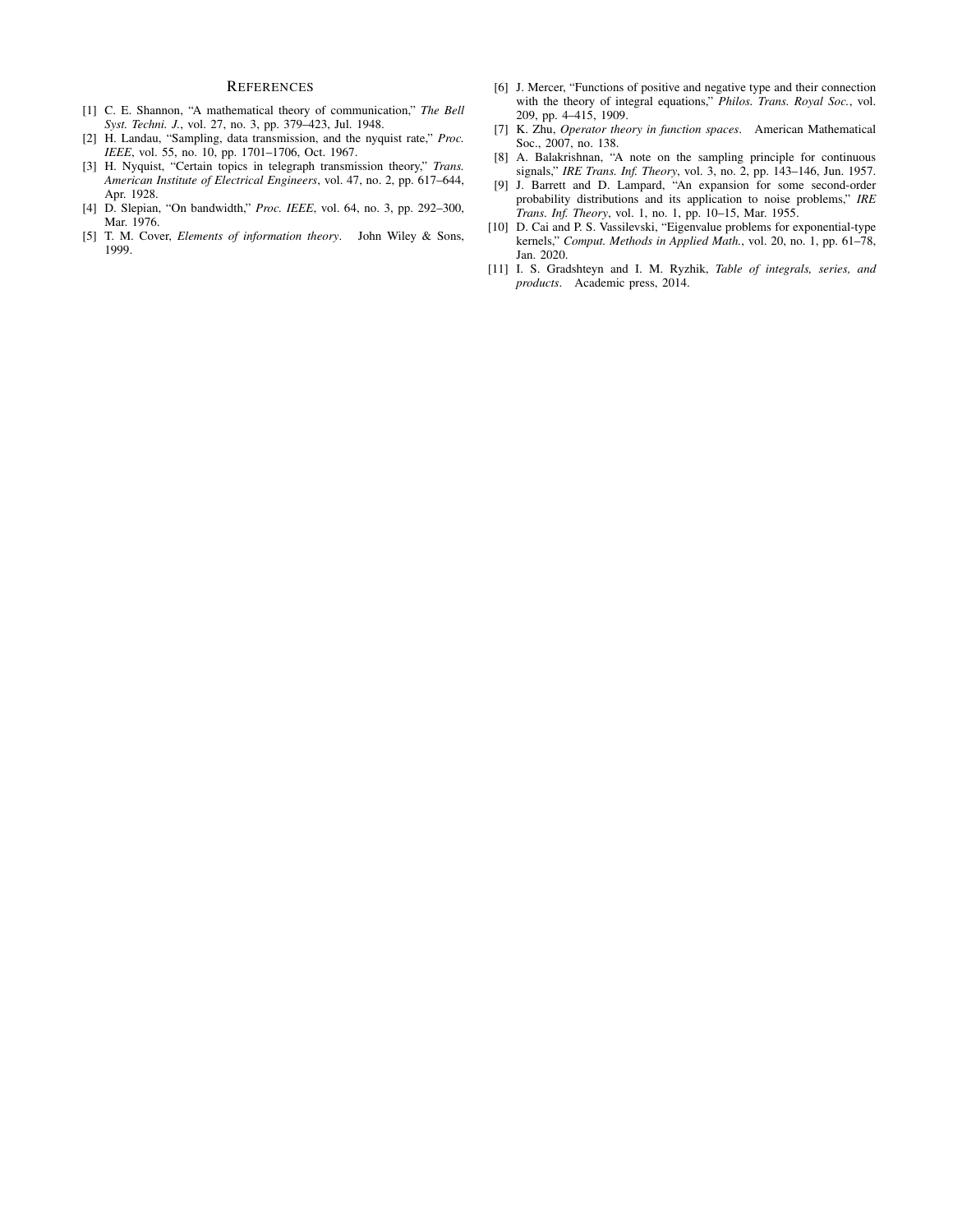## References

[1] C. E. Shannon, "A mathematical theory of communication," *The Bell Syst. Techni. J.*, vol. 27, no. 3, pp. 379–423, Jul. 1948.

[2] H. Landau, "Sampling, data transmission, and the nyquist rate," *Proc. IEEE*, vol. 55, no. 10, pp. 1701–1706, Oct. 1967.

[3] H. Nyquist, "Certain topics in telegraph transmission theory," *Trans. American Institute of Electrical Engineers*, vol. 47, no. 2, pp. 617–644, Apr. 1928.

[4] D. Slepian, "On bandwidth," *Proc. IEEE*, vol. 64, no. 3, pp. 292–300, Mar. 1976.

[5] T. M. Cover, *Elements of information theory*. John Wiley & Sons, 1999.

[6] J. Mercer, "Functions of positive and negative type and their connection with the theory of integral equations," *Philos. Trans. Royal Soc.*, vol. 209, pp. 4–415, 1909.

[7] K. Zhu, *Operator theory in function spaces*. American Mathematical Soc., 2007, no. 138.

[8] A. Balakrishnan, "A note on the sampling principle for continuous signals," *IRE Trans. Inf. Theory*, vol. 3, no. 2, pp. 143–146, Jun. 1957.

[9] J. Barrett and D. Lampard, "An expansion for some second-order probability distributions and its application to noise problems," *IRE Trans. Inf. Theory*, vol. 1, no. 1, pp. 10–15, Mar. 1955.

[10] D. Cai and P. S. Vassilevski, "Eigenvalue problems for exponential-type kernels," *Comput. Methods in Applied Math.*, vol. 20, no. 1, pp. 61–78, Jan. 2020.

[11] I. S. Gradshteyn and I. M. Ryzhik, *Table of integrals, series, and products*. Academic press, 2014.